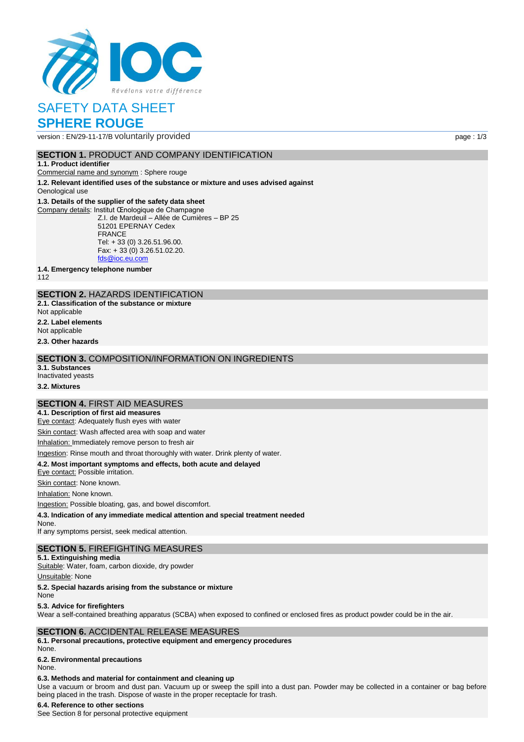IOC

*Révélons votre différence*

# SAFETY DATA SHEET
# SPHERE ROUGE

version : EN/29-11-17/B voluntarily provided

## SECTION 1. PRODUCT AND COMPANY IDENTIFICATION

**1.1. Product identifier**

Commercial name and synonym : Sphere rouge

**1.2. Relevant identified uses of the substance or mixture and uses advised against**

Oenological use

**1.3. Details of the supplier of the safety data sheet**

Company details: Institut Œnologique de Champagne
Z.I. de Mardeuil – Allée de Cumières – BP 25
51201 EPERNAY Cedex
FRANCE
Tel: + 33 (0) 3.26.51.96.00.
Fax: + 33 (0) 3.26.51.02.20.
fds@ioc.eu.com

**1.4. Emergency telephone number**

112

## SECTION 2. HAZARDS IDENTIFICATION

**2.1. Classification of the substance or mixture**

Not applicable

**2.2. Label elements**

Not applicable

**2.3. Other hazards**

## SECTION 3. COMPOSITION/INFORMATION ON INGREDIENTS

**3.1. Substances**

Inactivated yeasts

**3.2. Mixtures**

## SECTION 4. FIRST AID MEASURES

**4.1. Description of first aid measures**

Eye contact: Adequately flush eyes with water

Skin contact: Wash affected area with soap and water

Inhalation: Immediately remove person to fresh air

Ingestion: Rinse mouth and throat thoroughly with water. Drink plenty of water.

**4.2. Most important symptoms and effects, both acute and delayed**

Eye contact: Possible irritation.

Skin contact: None known.

Inhalation: None known.

Ingestion: Possible bloating, gas, and bowel discomfort.

**4.3. Indication of any immediate medical attention and special treatment needed**

None.

If any symptoms persist, seek medical attention.

## SECTION 5. FIREFIGHTING MEASURES

**5.1. Extinguishing media**

Suitable: Water, foam, carbon dioxide, dry powder

Unsuitable: None

**5.2. Special hazards arising from the substance or mixture**

None

**5.3. Advice for firefighters**

Wear a self-contained breathing apparatus (SCBA) when exposed to confined or enclosed fires as product powder could be in the air.

## SECTION 6. ACCIDENTAL RELEASE MEASURES

**6.1. Personal precautions, protective equipment and emergency procedures**

None.

**6.2. Environmental precautions**

None.

**6.3. Methods and material for containment and cleaning up**

Use a vacuum or broom and dust pan. Vacuum up or sweep the spill into a dust pan. Powder may be collected in a container or bag before being placed in the trash. Dispose of waste in the proper receptacle for trash.

**6.4. Reference to other sections**

See Section 8 for personal protective equipment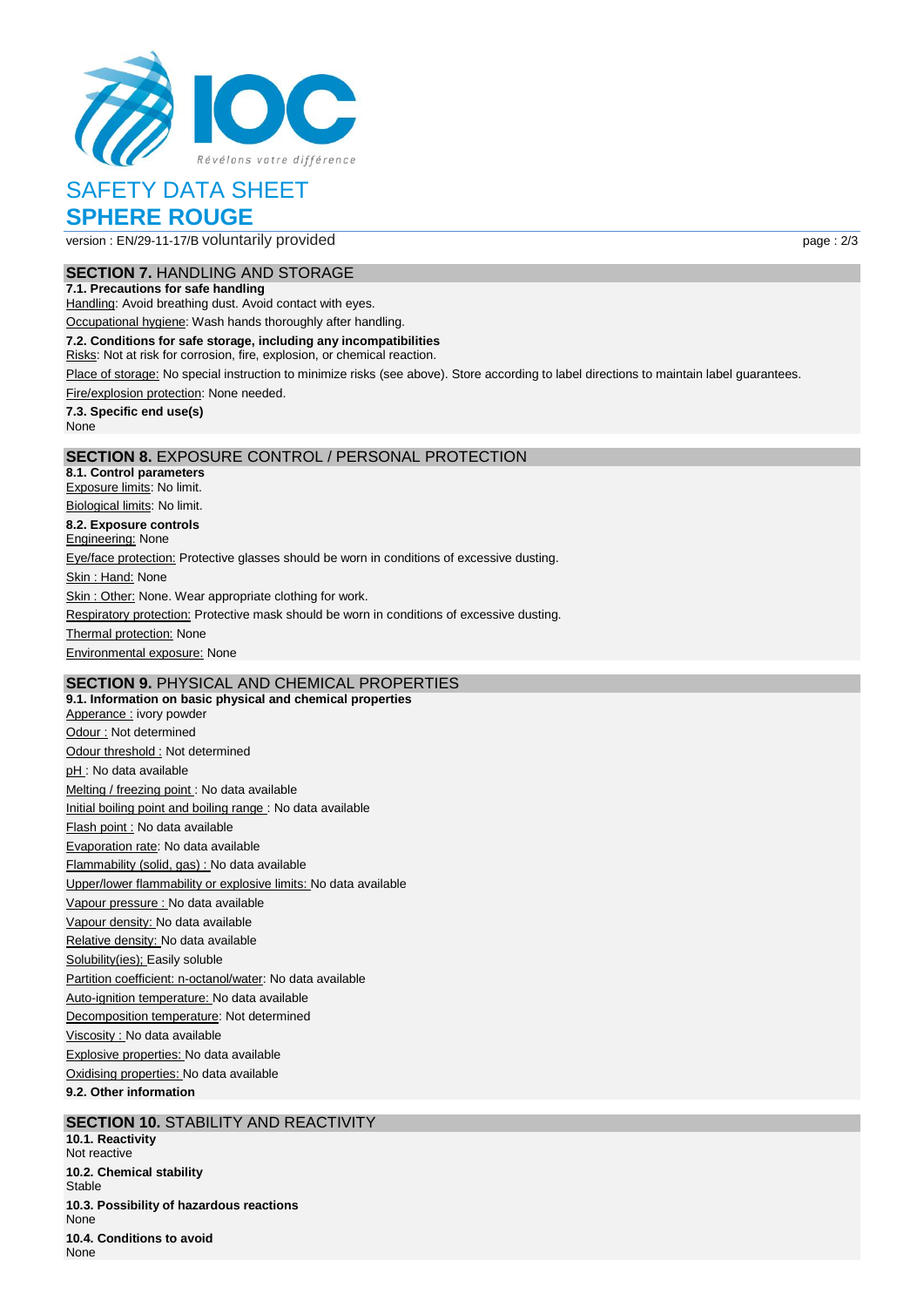# SAFETY DATA SHEET

# SPHERE ROUGE

version : EN/29-11-17/B voluntarily provided

## SECTION 7. HANDLING AND STORAGE

### 7.1. Precautions for safe handling

Handling: Avoid breathing dust. Avoid contact with eyes.

Occupational hygiene: Wash hands thoroughly after handling.

### 7.2. Conditions for safe storage, including any incompatibilities

Risks: Not at risk for corrosion, fire, explosion, or chemical reaction.

Place of storage: No special instruction to minimize risks (see above). Store according to label directions to maintain label guarantees.

Fire/explosion protection: None needed.

### 7.3. Specific end use(s)

None

## SECTION 8. EXPOSURE CONTROL / PERSONAL PROTECTION

### 8.1. Control parameters

Exposure limits: No limit.

Biological limits: No limit.

### 8.2. Exposure controls

Engineering: None

Eye/face protection: Protective glasses should be worn in conditions of excessive dusting.

Skin : Hand: None

Skin : Other: None. Wear appropriate clothing for work.

Respiratory protection: Protective mask should be worn in conditions of excessive dusting.

Thermal protection: None

Environmental exposure: None

## SECTION 9. PHYSICAL AND CHEMICAL PROPERTIES

### 9.1. Information on basic physical and chemical properties

Apperance : ivory powder

Odour : Not determined

Odour threshold : Not determined

pH : No data available

Melting / freezing point : No data available

Initial boiling point and boiling range : No data available

Flash point : No data available

Evaporation rate: No data available

Flammability (solid, gas) : No data available

Upper/lower flammability or explosive limits: No data available

Vapour pressure : No data available

Vapour density: No data available

Relative density: No data available

Solubility(ies); Easily soluble

Partition coefficient: n-octanol/water: No data available

Auto-ignition temperature: No data available

Decomposition temperature: Not determined

Viscosity : No data available

Explosive properties: No data available

Oxidising properties: No data available

### 9.2. Other information

## SECTION 10. STABILITY AND REACTIVITY

### 10.1. Reactivity

Not reactive

### 10.2. Chemical stability

Stable

### 10.3. Possibility of hazardous reactions

None

### 10.4. Conditions to avoid

None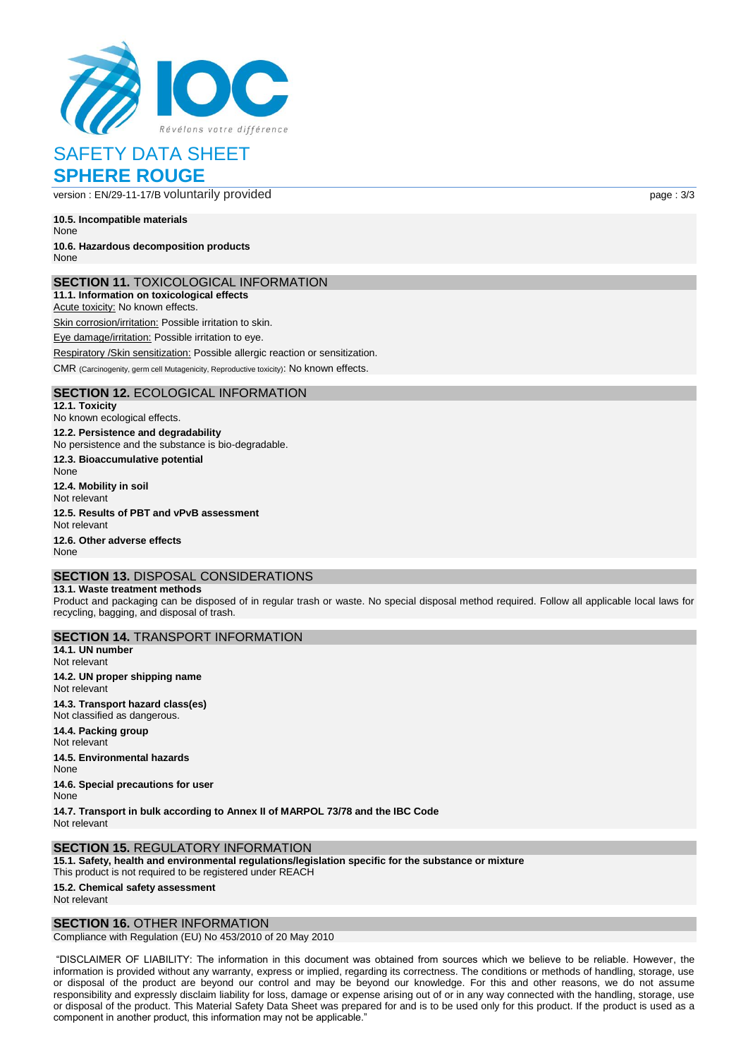**10.5. Incompatible materials**
None

**10.6. Hazardous decomposition products**
None

## SECTION 11. TOXICOLOGICAL INFORMATION

**11.1. Information on toxicological effects**

Acute toxicity: No known effects.

Skin corrosion/irritation: Possible irritation to skin.

Eye damage/irritation: Possible irritation to eye.

Respiratory /Skin sensitization: Possible allergic reaction or sensitization.

CMR (Carcinogenity, germ cell Mutagenicity, Reproductive toxicity): No known effects.

## SECTION 12. ECOLOGICAL INFORMATION

**12.1. Toxicity**
No known ecological effects.

**12.2. Persistence and degradability**
No persistence and the substance is bio-degradable.

**12.3. Bioaccumulative potential**
None

**12.4. Mobility in soil**
Not relevant

**12.5. Results of PBT and vPvB assessment**
Not relevant

**12.6. Other adverse effects**
None

## SECTION 13. DISPOSAL CONSIDERATIONS

**13.1. Waste treatment methods**
Product and packaging can be disposed of in regular trash or waste. No special disposal method required. Follow all applicable local laws for recycling, bagging, and disposal of trash.

## SECTION 14. TRANSPORT INFORMATION

**14.1. UN number**
Not relevant

**14.2. UN proper shipping name**
Not relevant

**14.3. Transport hazard class(es)**
Not classified as dangerous.

**14.4. Packing group**
Not relevant

**14.5. Environmental hazards**
None

**14.6. Special precautions for user**
None

**14.7. Transport in bulk according to Annex II of MARPOL 73/78 and the IBC Code**
Not relevant

## SECTION 15. REGULATORY INFORMATION

**15.1. Safety, health and environmental regulations/legislation specific for the substance or mixture**
This product is not required to be registered under REACH

**15.2. Chemical safety assessment**
Not relevant

## SECTION 16. OTHER INFORMATION

Compliance with Regulation (EU) No 453/2010 of 20 May 2010

"DISCLAIMER OF LIABILITY: The information in this document was obtained from sources which we believe to be reliable. However, the information is provided without any warranty, express or implied, regarding its correctness. The conditions or methods of handling, storage, use or disposal of the product are beyond our control and may be beyond our knowledge. For this and other reasons, we do not assume responsibility and expressly disclaim liability for loss, damage or expense arising out of or in any way connected with the handling, storage, use or disposal of the product. This Material Safety Data Sheet was prepared for and is to be used only for this product. If the product is used as a component in another product, this information may not be applicable."